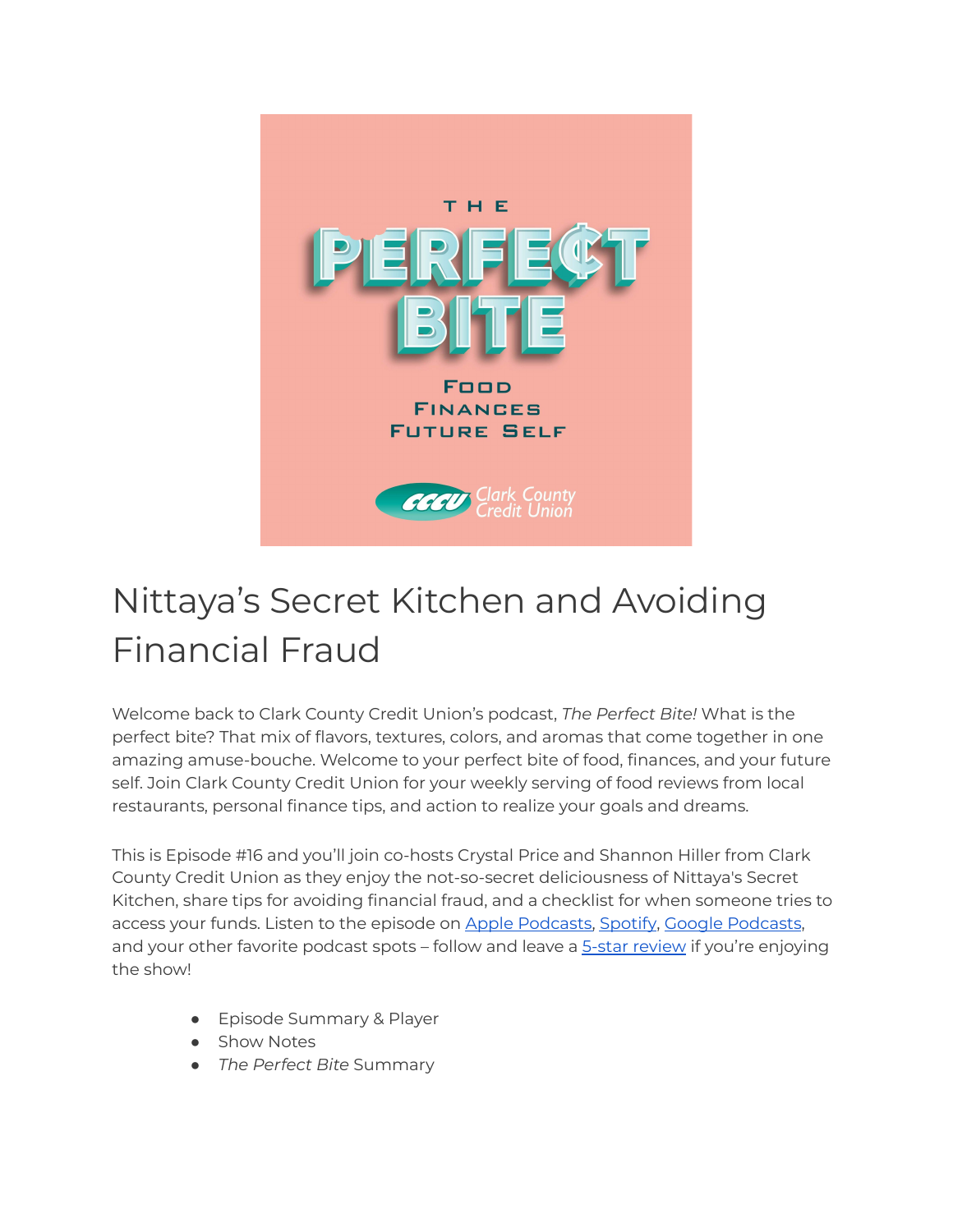# Nittaya's Secret Kitchen and Avoiding Financial Fraud

Welcome back to Clark County Credit Union's podcast, *The Perfect Bite!* What is the perfect bite? That mix of flavors, textures, colors, and aromas that come together in one amazing amuse-bouche. Welcome to your perfect bite of food, finances, and your future self. Join Clark County Credit Union for your weekly serving of food reviews from local restaurants, personal finance tips, and action to realize your goals and dreams.

This is Episode #16 and you'll join co-hosts Crystal Price and Shannon Hiller from Clark County Credit Union as they enjoy the not-so-secret deliciousness of Nittaya's Secret Kitchen, share tips for avoiding financial fraud, and a checklist for when someone tries to access your funds. Listen to the episode on [Apple Podcasts](), [Spotify](), [Google Podcasts](), and your other favorite podcast spots – follow and leave a [5-star review]() if you're enjoying the show!

- Episode Summary & Player
- Show Notes
- *The Perfect Bite* Summary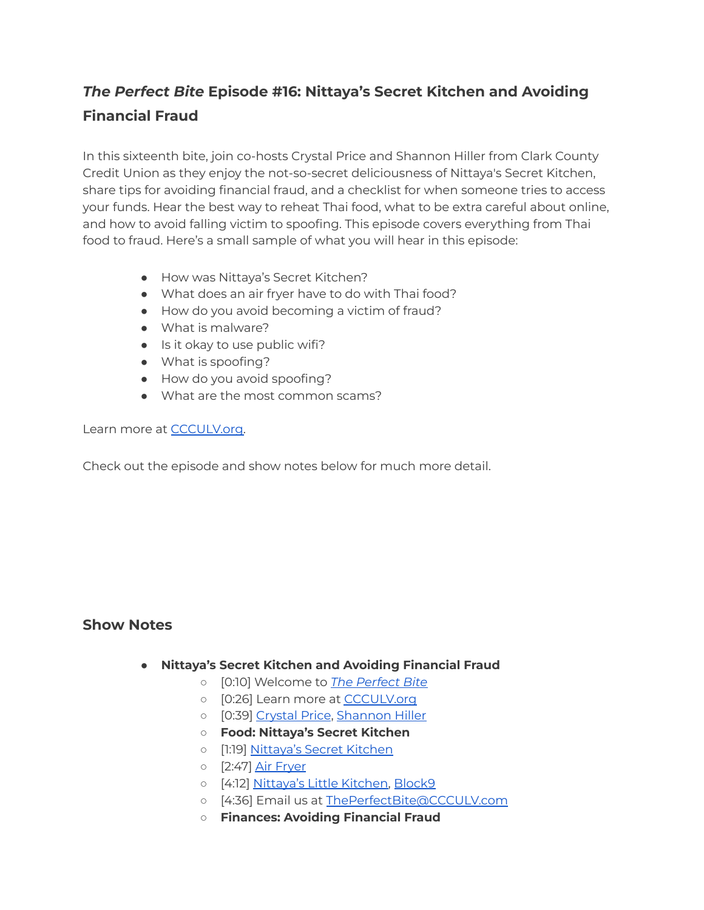## *The Perfect Bite* Episode #16: Nittaya's Secret Kitchen and Avoiding Financial Fraud

In this sixteenth bite, join co-hosts Crystal Price and Shannon Hiller from Clark County Credit Union as they enjoy the not-so-secret deliciousness of Nittaya's Secret Kitchen, share tips for avoiding financial fraud, and a checklist for when someone tries to access your funds. Hear the best way to reheat Thai food, what to be extra careful about online, and how to avoid falling victim to spoofing. This episode covers everything from Thai food to fraud. Here's a small sample of what you will hear in this episode:

- How was Nittaya's Secret Kitchen?
- What does an air fryer have to do with Thai food?
- How do you avoid becoming a victim of fraud?
- What is malware?
- Is it okay to use public wifi?
- What is spoofing?
- How do you avoid spoofing?
- What are the most common scams?

Learn more at CCCULV.org.

Check out the episode and show notes below for much more detail.

## Show Notes

- **Nittaya's Secret Kitchen and Avoiding Financial Fraud**
  - [0:10] Welcome to *The Perfect Bite*
  - [0:26] Learn more at CCCULV.org
  - [0:39] Crystal Price, Shannon Hiller
  - **Food: Nittaya's Secret Kitchen**
  - [1:19] Nittaya's Secret Kitchen
  - [2:47] Air Fryer
  - [4:12] Nittaya's Little Kitchen, Block9
  - [4:36] Email us at ThePerfectBite@CCCULV.com
  - **Finances: Avoiding Financial Fraud**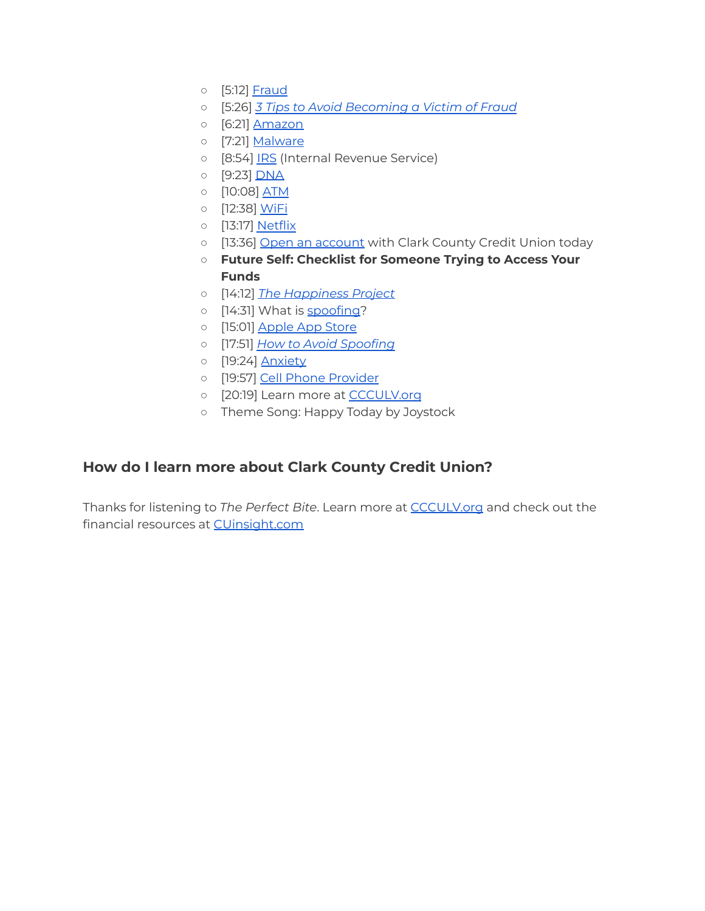- [5:12] Fraud
- [5:26] *3 Tips to Avoid Becoming a Victim of Fraud*
- [6:21] Amazon
- [7:21] Malware
- [8:54] IRS (Internal Revenue Service)
- [9:23] DNA
- [10:08] ATM
- [12:38] WiFi
- [13:17] Netflix
- [13:36] Open an account with Clark County Credit Union today
- **Future Self: Checklist for Someone Trying to Access Your Funds**
- [14:12] *The Happiness Project*
- [14:31] What is spoofing?
- [15:01] Apple App Store
- [17:51] *How to Avoid Spoofing*
- [19:24] Anxiety
- [19:57] Cell Phone Provider
- [20:19] Learn more at CCCULV.org
- Theme Song: Happy Today by Joystock

## How do I learn more about Clark County Credit Union?

Thanks for listening to *The Perfect Bite*. Learn more at CCCULV.org and check out the financial resources at CUinsight.com